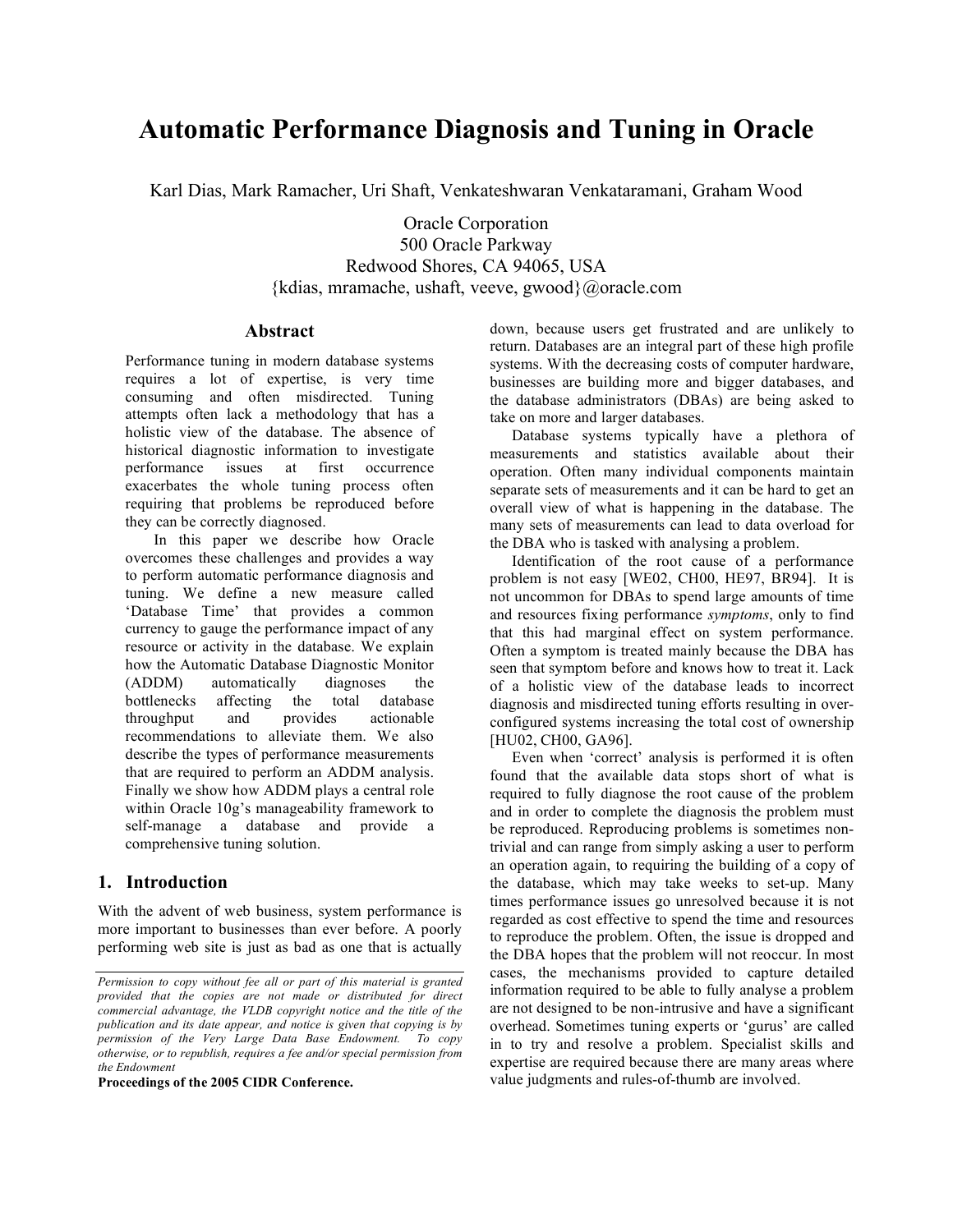# Automatic Performance Diagnosis and Tuning in Oracle

Karl Dias, Mark Ramacher, Uri Shaft, Venkateshwaran Venkataramani, Graham Wood

Oracle Corporation
500 Oracle Parkway
Redwood Shores, CA 94065, USA
{kdias, mramache, ushaft, veeve, gwood}@oracle.com

## Abstract

Performance tuning in modern database systems requires a lot of expertise, is very time consuming and often misdirected. Tuning attempts often lack a methodology that has a holistic view of the database. The absence of historical diagnostic information to investigate performance issues at first occurrence exacerbates the whole tuning process often requiring that problems be reproduced before they can be correctly diagnosed.

In this paper we describe how Oracle overcomes these challenges and provides a way to perform automatic performance diagnosis and tuning. We define a new measure called 'Database Time' that provides a common currency to gauge the performance impact of any resource or activity in the database. We explain how the Automatic Database Diagnostic Monitor (ADDM) automatically diagnoses the bottlenecks affecting the total database throughput and provides actionable recommendations to alleviate them. We also describe the types of performance measurements that are required to perform an ADDM analysis. Finally we show how ADDM plays a central role within Oracle 10g's manageability framework to self-manage a database and provide a comprehensive tuning solution.

## 1. Introduction

With the advent of web business, system performance is more important to businesses than ever before. A poorly performing web site is just as bad as one that is actually down, because users get frustrated and are unlikely to return. Databases are an integral part of these high profile systems. With the decreasing costs of computer hardware, businesses are building more and bigger databases, and the database administrators (DBAs) are being asked to take on more and larger databases.

Database systems typically have a plethora of measurements and statistics available about their operation. Often many individual components maintain separate sets of measurements and it can be hard to get an overall view of what is happening in the database. The many sets of measurements can lead to data overload for the DBA who is tasked with analysing a problem.

Identification of the root cause of a performance problem is not easy [WE02, CH00, HE97, BR94]. It is not uncommon for DBAs to spend large amounts of time and resources fixing performance *symptoms*, only to find that this had marginal effect on system performance. Often a symptom is treated mainly because the DBA has seen that symptom before and knows how to treat it. Lack of a holistic view of the database leads to incorrect diagnosis and misdirected tuning efforts resulting in over-configured systems increasing the total cost of ownership [HU02, CH00, GA96].

Even when 'correct' analysis is performed it is often found that the available data stops short of what is required to fully diagnose the root cause of the problem and in order to complete the diagnosis the problem must be reproduced. Reproducing problems is sometimes non-trivial and can range from simply asking a user to perform an operation again, to requiring the building of a copy of the database, which may take weeks to set-up. Many times performance issues go unresolved because it is not regarded as cost effective to spend the time and resources to reproduce the problem. Often, the issue is dropped and the DBA hopes that the problem will not reoccur. In most cases, the mechanisms provided to capture detailed information required to be able to fully analyse a problem are not designed to be non-intrusive and have a significant overhead. Sometimes tuning experts or 'gurus' are called in to try and resolve a problem. Specialist skills and expertise are required because there are many areas where value judgments and rules-of-thumb are involved.

*Permission to copy without fee all or part of this material is granted provided that the copies are not made or distributed for direct commercial advantage, the VLDB copyright notice and the title of the publication and its date appear, and notice is given that copying is by permission of the Very Large Data Base Endowment. To copy otherwise, or to republish, requires a fee and/or special permission from the Endowment*

**Proceedings of the 2005 CIDR Conference.**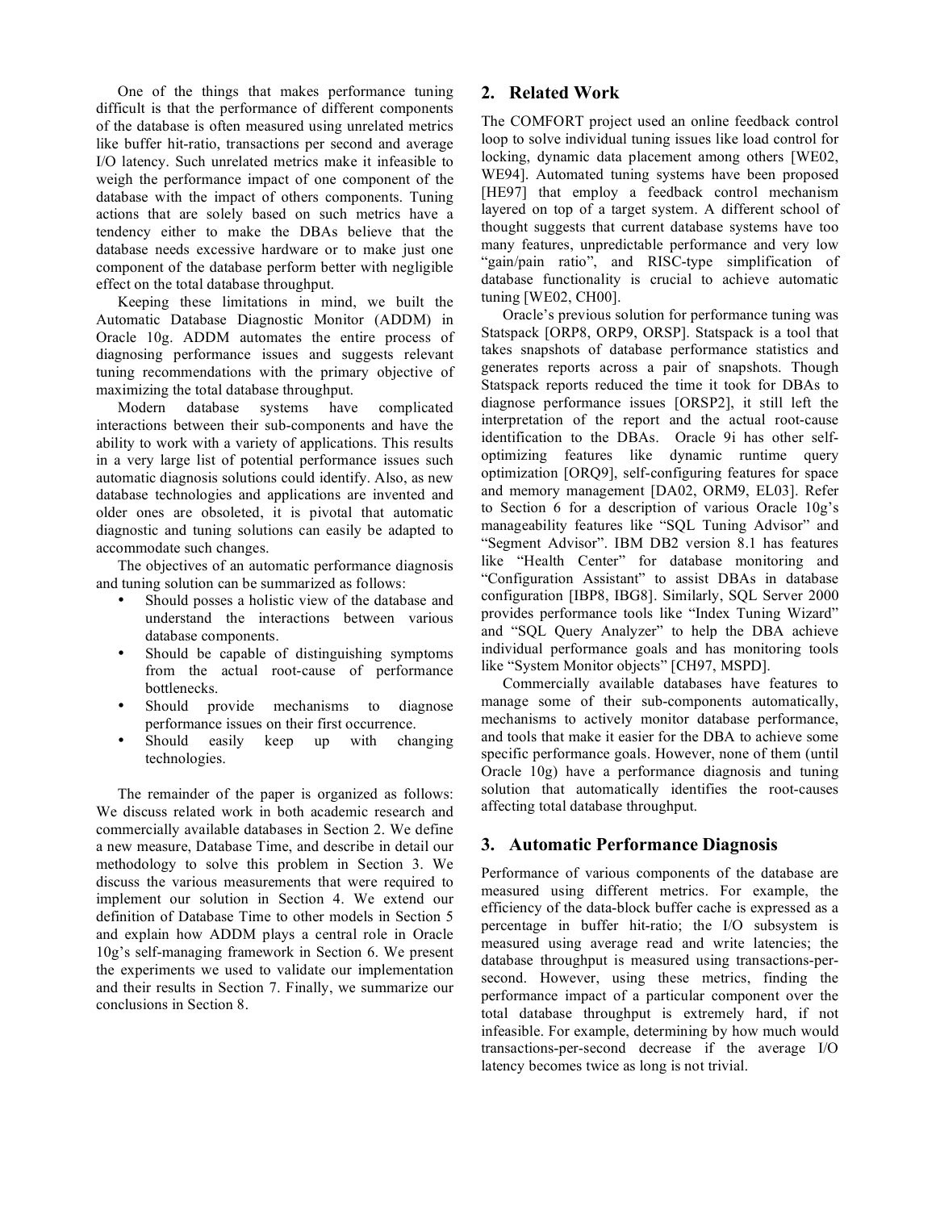One of the things that makes performance tuning difficult is that the performance of different components of the database is often measured using unrelated metrics like buffer hit-ratio, transactions per second and average I/O latency. Such unrelated metrics make it infeasible to weigh the performance impact of one component of the database with the impact of others components. Tuning actions that are solely based on such metrics have a tendency either to make the DBAs believe that the database needs excessive hardware or to make just one component of the database perform better with negligible effect on the total database throughput.

Keeping these limitations in mind, we built the Automatic Database Diagnostic Monitor (ADDM) in Oracle 10g. ADDM automates the entire process of diagnosing performance issues and suggests relevant tuning recommendations with the primary objective of maximizing the total database throughput.

Modern database systems have complicated interactions between their sub-components and have the ability to work with a variety of applications. This results in a very large list of potential performance issues such automatic diagnosis solutions could identify. Also, as new database technologies and applications are invented and older ones are obsoleted, it is pivotal that automatic diagnostic and tuning solutions can easily be adapted to accommodate such changes.

The objectives of an automatic performance diagnosis and tuning solution can be summarized as follows:

- Should posses a holistic view of the database and understand the interactions between various database components.
- Should be capable of distinguishing symptoms from the actual root-cause of performance bottlenecks.
- Should provide mechanisms to diagnose performance issues on their first occurrence.
- Should easily keep up with changing technologies.

The remainder of the paper is organized as follows: We discuss related work in both academic research and commercially available databases in Section 2. We define a new measure, Database Time, and describe in detail our methodology to solve this problem in Section 3. We discuss the various measurements that were required to implement our solution in Section 4. We extend our definition of Database Time to other models in Section 5 and explain how ADDM plays a central role in Oracle 10g's self-managing framework in Section 6. We present the experiments we used to validate our implementation and their results in Section 7. Finally, we summarize our conclusions in Section 8.

## 2. Related Work

The COMFORT project used an online feedback control loop to solve individual tuning issues like load control for locking, dynamic data placement among others [WE02, WE94]. Automated tuning systems have been proposed [HE97] that employ a feedback control mechanism layered on top of a target system. A different school of thought suggests that current database systems have too many features, unpredictable performance and very low "gain/pain ratio", and RISC-type simplification of database functionality is crucial to achieve automatic tuning [WE02, CH00].

Oracle's previous solution for performance tuning was Statspack [ORP8, ORP9, ORSP]. Statspack is a tool that takes snapshots of database performance statistics and generates reports across a pair of snapshots. Though Statspack reports reduced the time it took for DBAs to diagnose performance issues [ORSP2], it still left the interpretation of the report and the actual root-cause identification to the DBAs. Oracle 9i has other self-optimizing features like dynamic runtime query optimization [ORQ9], self-configuring features for space and memory management [DA02, ORM9, EL03]. Refer to Section 6 for a description of various Oracle 10g's manageability features like "SQL Tuning Advisor" and "Segment Advisor". IBM DB2 version 8.1 has features like "Health Center" for database monitoring and "Configuration Assistant" to assist DBAs in database configuration [IBP8, IBG8]. Similarly, SQL Server 2000 provides performance tools like "Index Tuning Wizard" and "SQL Query Analyzer" to help the DBA achieve individual performance goals and has monitoring tools like "System Monitor objects" [CH97, MSPD].

Commercially available databases have features to manage some of their sub-components automatically, mechanisms to actively monitor database performance, and tools that make it easier for the DBA to achieve some specific performance goals. However, none of them (until Oracle 10g) have a performance diagnosis and tuning solution that automatically identifies the root-causes affecting total database throughput.

## 3. Automatic Performance Diagnosis

Performance of various components of the database are measured using different metrics. For example, the efficiency of the data-block buffer cache is expressed as a percentage in buffer hit-ratio; the I/O subsystem is measured using average read and write latencies; the database throughput is measured using transactions-per-second. However, using these metrics, finding the performance impact of a particular component over the total database throughput is extremely hard, if not infeasible. For example, determining by how much would transactions-per-second decrease if the average I/O latency becomes twice as long is not trivial.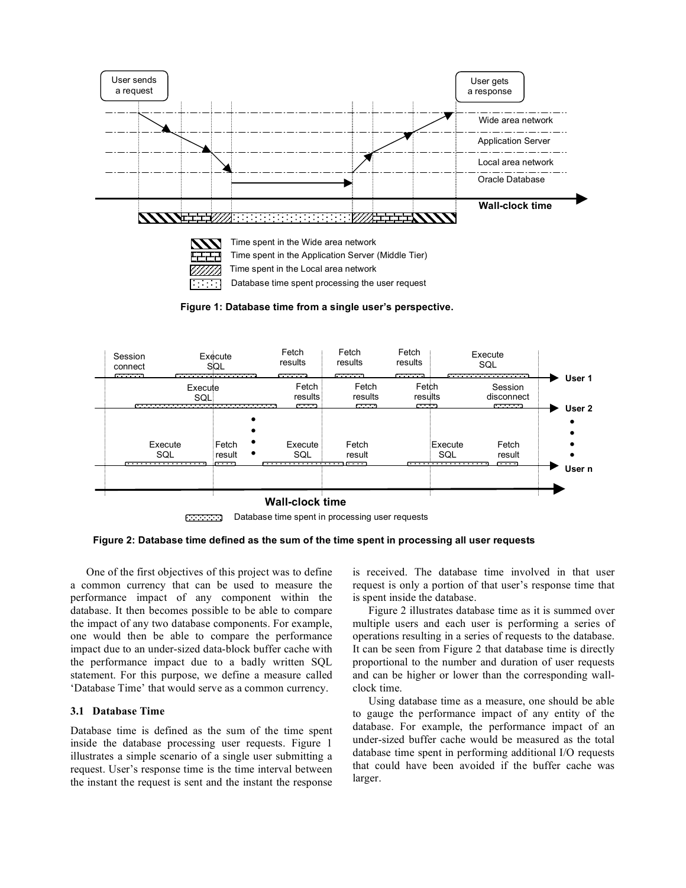Figure 1: Database time from a single user's perspective.

Figure 2: Database time defined as the sum of the time spent in processing all user requests

One of the first objectives of this project was to define a common currency that can be used to measure the performance impact of any component within the database. It then becomes possible to be able to compare the impact of any two database components. For example, one would then be able to compare the performance impact due to an under-sized data-block buffer cache with the performance impact due to a badly written SQL statement. For this purpose, we define a measure called 'Database Time' that would serve as a common currency.

### 3.1 Database Time

Database time is defined as the sum of the time spent inside the database processing user requests. Figure 1 illustrates a simple scenario of a single user submitting a request. User's response time is the time interval between the instant the request is sent and the instant the response is received. The database time involved in that user request is only a portion of that user's response time that is spent inside the database.

Figure 2 illustrates database time as it is summed over multiple users and each user is performing a series of operations resulting in a series of requests to the database. It can be seen from Figure 2 that database time is directly proportional to the number and duration of user requests and can be higher or lower than the corresponding wall-clock time.

Using database time as a measure, one should be able to gauge the performance impact of any entity of the database. For example, the performance impact of an under-sized buffer cache would be measured as the total database time spent in performing additional I/O requests that could have been avoided if the buffer cache was larger.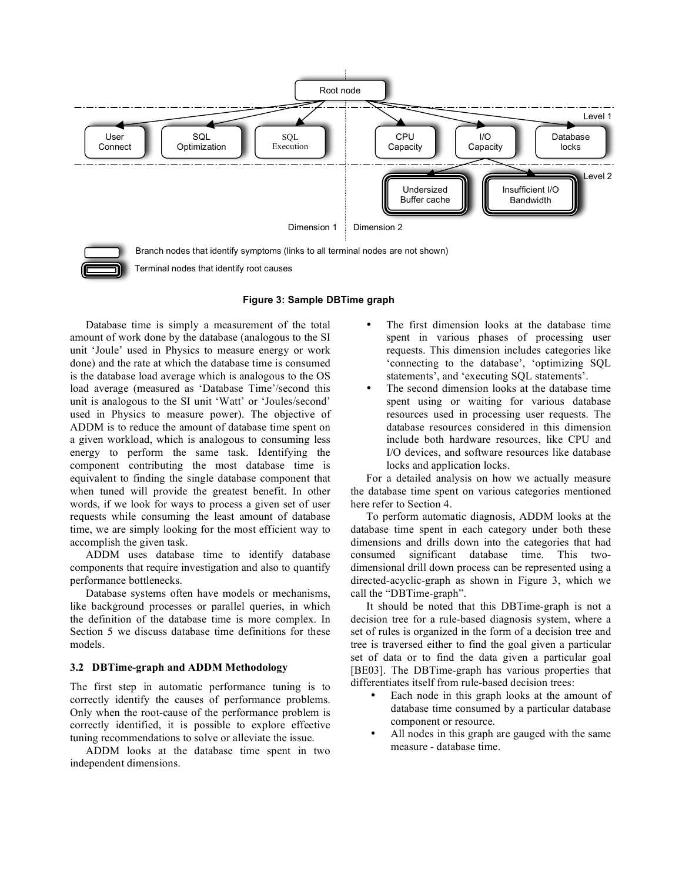Figure 3: Sample DBTime graph

Database time is simply a measurement of the total amount of work done by the database (analogous to the SI unit 'Joule' used in Physics to measure energy or work done) and the rate at which the database time is consumed is the database load average which is analogous to the OS load average (measured as 'Database Time'/second this unit is analogous to the SI unit 'Watt' or 'Joules/second' used in Physics to measure power). The objective of ADDM is to reduce the amount of database time spent on a given workload, which is analogous to consuming less energy to perform the same task. Identifying the component contributing the most database time is equivalent to finding the single database component that when tuned will provide the greatest benefit. In other words, if we look for ways to process a given set of user requests while consuming the least amount of database time, we are simply looking for the most efficient way to accomplish the given task.

ADDM uses database time to identify database components that require investigation and also to quantify performance bottlenecks.

Database systems often have models or mechanisms, like background processes or parallel queries, in which the definition of the database time is more complex. In Section 5 we discuss database time definitions for these models.

### 3.2 DBTime-graph and ADDM Methodology

The first step in automatic performance tuning is to correctly identify the causes of performance problems. Only when the root-cause of the performance problem is correctly identified, it is possible to explore effective tuning recommendations to solve or alleviate the issue.

ADDM looks at the database time spent in two independent dimensions.

- The first dimension looks at the database time spent in various phases of processing user requests. This dimension includes categories like 'connecting to the database', 'optimizing SQL statements', and 'executing SQL statements'.
- The second dimension looks at the database time spent using or waiting for various database resources used in processing user requests. The database resources considered in this dimension include both hardware resources, like CPU and I/O devices, and software resources like database locks and application locks.

For a detailed analysis on how we actually measure the database time spent on various categories mentioned here refer to Section 4.

To perform automatic diagnosis, ADDM looks at the database time spent in each category under both these dimensions and drills down into the categories that had consumed significant database time. This two-dimensional drill down process can be represented using a directed-acyclic-graph as shown in Figure 3, which we call the "DBTime-graph".

It should be noted that this DBTime-graph is not a decision tree for a rule-based diagnosis system, where a set of rules is organized in the form of a decision tree and tree is traversed either to find the goal given a particular set of data or to find the data given a particular goal [BE03]. The DBTime-graph has various properties that differentiates itself from rule-based decision trees:

- Each node in this graph looks at the amount of database time consumed by a particular database component or resource.
- All nodes in this graph are gauged with the same measure - database time.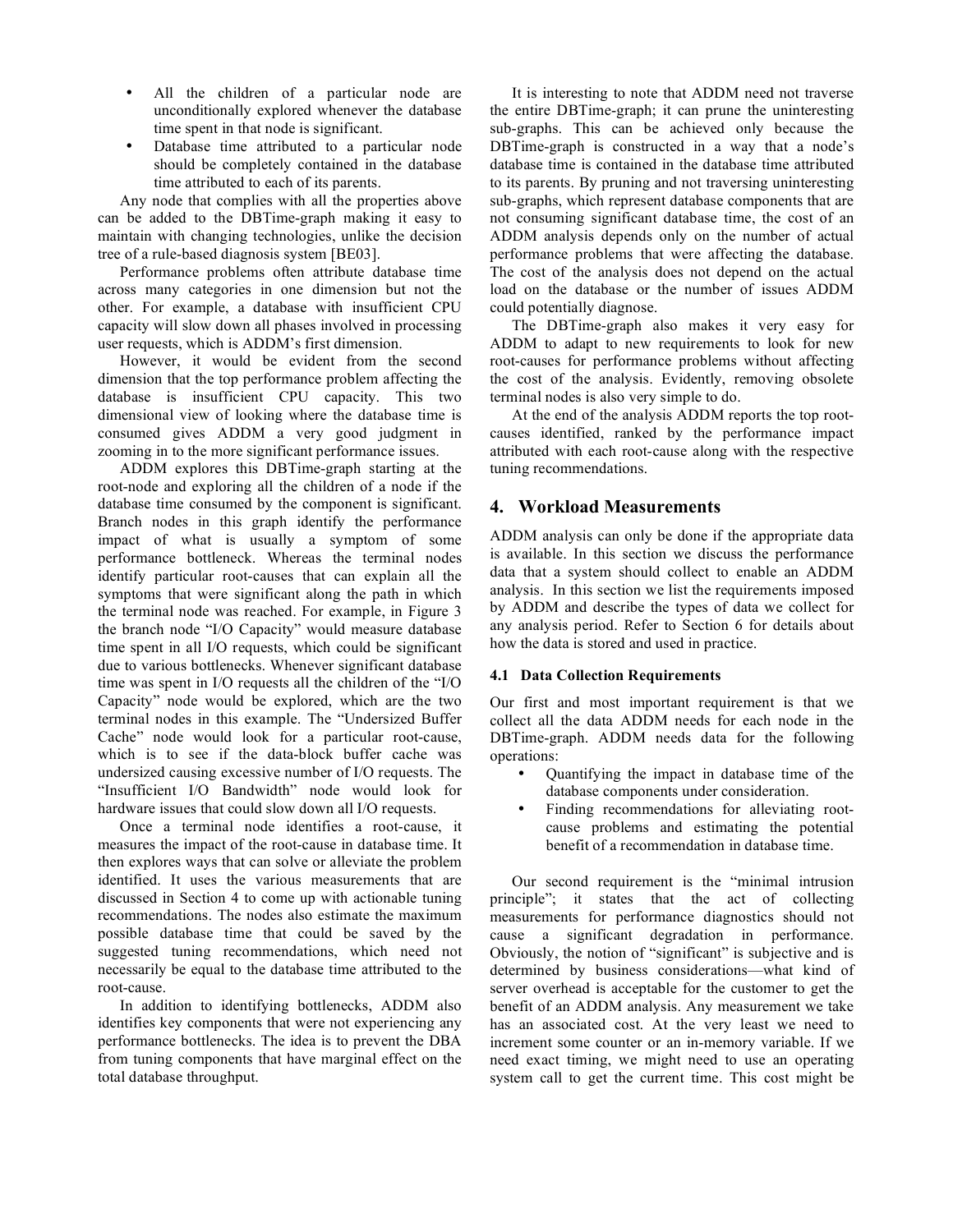- All the children of a particular node are unconditionally explored whenever the database time spent in that node is significant.
- Database time attributed to a particular node should be completely contained in the database time attributed to each of its parents.

Any node that complies with all the properties above can be added to the DBTime-graph making it easy to maintain with changing technologies, unlike the decision tree of a rule-based diagnosis system [BE03].

Performance problems often attribute database time across many categories in one dimension but not the other. For example, a database with insufficient CPU capacity will slow down all phases involved in processing user requests, which is ADDM's first dimension.

However, it would be evident from the second dimension that the top performance problem affecting the database is insufficient CPU capacity. This two dimensional view of looking where the database time is consumed gives ADDM a very good judgment in zooming in to the more significant performance issues.

ADDM explores this DBTime-graph starting at the root-node and exploring all the children of a node if the database time consumed by the component is significant. Branch nodes in this graph identify the performance impact of what is usually a symptom of some performance bottleneck. Whereas the terminal nodes identify particular root-causes that can explain all the symptoms that were significant along the path in which the terminal node was reached. For example, in Figure 3 the branch node "I/O Capacity" would measure database time spent in all I/O requests, which could be significant due to various bottlenecks. Whenever significant database time was spent in I/O requests all the children of the "I/O Capacity" node would be explored, which are the two terminal nodes in this example. The "Undersized Buffer Cache" node would look for a particular root-cause, which is to see if the data-block buffer cache was undersized causing excessive number of I/O requests. The "Insufficient I/O Bandwidth" node would look for hardware issues that could slow down all I/O requests.

Once a terminal node identifies a root-cause, it measures the impact of the root-cause in database time. It then explores ways that can solve or alleviate the problem identified. It uses the various measurements that are discussed in Section 4 to come up with actionable tuning recommendations. The nodes also estimate the maximum possible database time that could be saved by the suggested tuning recommendations, which need not necessarily be equal to the database time attributed to the root-cause.

In addition to identifying bottlenecks, ADDM also identifies key components that were not experiencing any performance bottlenecks. The idea is to prevent the DBA from tuning components that have marginal effect on the total database throughput.

It is interesting to note that ADDM need not traverse the entire DBTime-graph; it can prune the uninteresting sub-graphs. This can be achieved only because the DBTime-graph is constructed in a way that a node's database time is contained in the database time attributed to its parents. By pruning and not traversing uninteresting sub-graphs, which represent database components that are not consuming significant database time, the cost of an ADDM analysis depends only on the number of actual performance problems that were affecting the database. The cost of the analysis does not depend on the actual load on the database or the number of issues ADDM could potentially diagnose.

The DBTime-graph also makes it very easy for ADDM to adapt to new requirements to look for new root-causes for performance problems without affecting the cost of the analysis. Evidently, removing obsolete terminal nodes is also very simple to do.

At the end of the analysis ADDM reports the top root-causes identified, ranked by the performance impact attributed with each root-cause along with the respective tuning recommendations.

## 4. Workload Measurements

ADDM analysis can only be done if the appropriate data is available. In this section we discuss the performance data that a system should collect to enable an ADDM analysis. In this section we list the requirements imposed by ADDM and describe the types of data we collect for any analysis period. Refer to Section 6 for details about how the data is stored and used in practice.

### 4.1 Data Collection Requirements

Our first and most important requirement is that we collect all the data ADDM needs for each node in the DBTime-graph. ADDM needs data for the following operations:

- Quantifying the impact in database time of the database components under consideration.
- Finding recommendations for alleviating root-cause problems and estimating the potential benefit of a recommendation in database time.

Our second requirement is the "minimal intrusion principle"; it states that the act of collecting measurements for performance diagnostics should not cause a significant degradation in performance. Obviously, the notion of "significant" is subjective and is determined by business considerations—what kind of server overhead is acceptable for the customer to get the benefit of an ADDM analysis. Any measurement we take has an associated cost. At the very least we need to increment some counter or an in-memory variable. If we need exact timing, we might need to use an operating system call to get the current time. This cost might be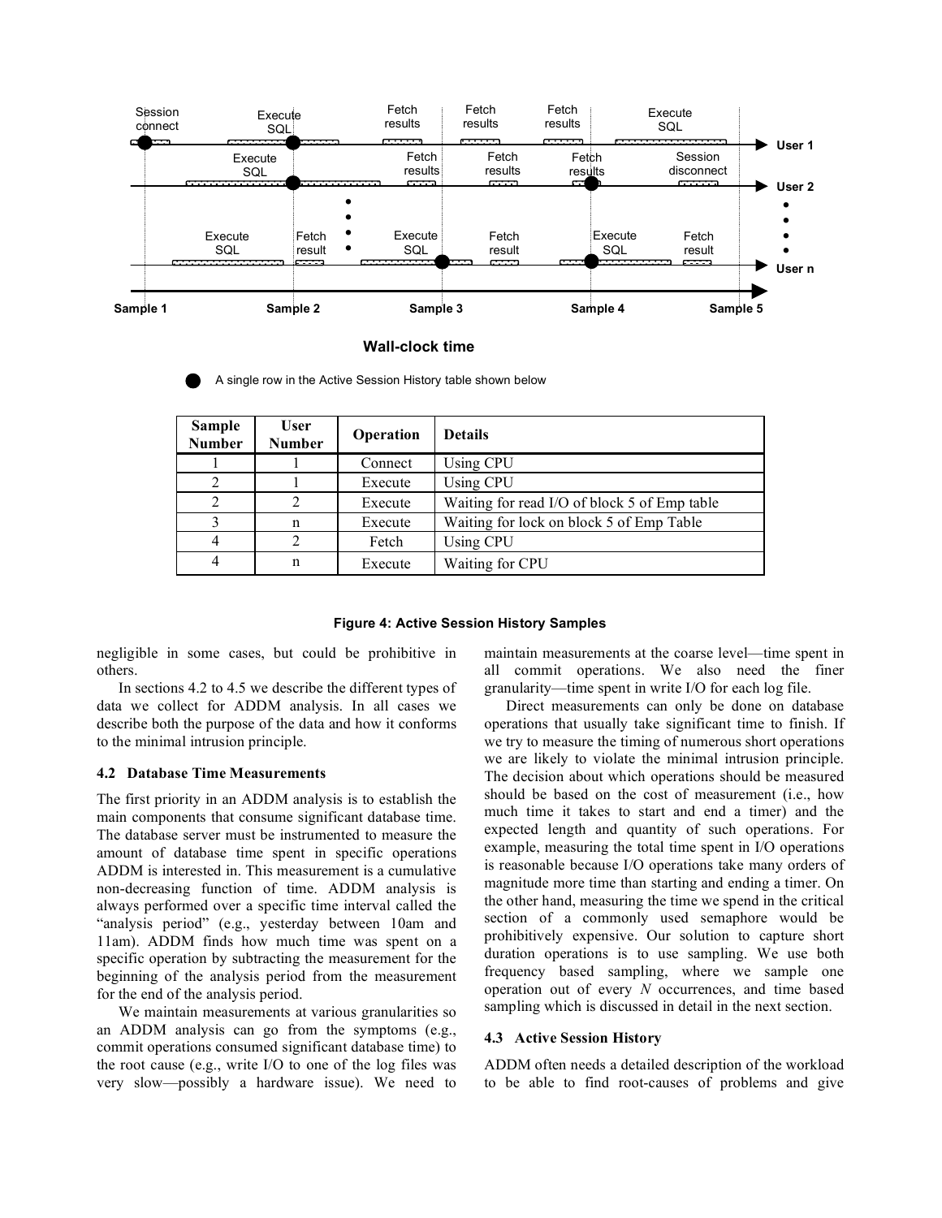| Sample Number | User Number | Operation | Details |
|---|---|---|---|
| 1 | 1 | Connect | Using CPU |
| 2 | 1 | Execute | Using CPU |
| 2 | 2 | Execute | Waiting for read I/O of block 5 of Emp table |
| 3 | n | Execute | Waiting for lock on block 5 of Emp Table |
| 4 | 2 | Fetch | Using CPU |
| 4 | n | Execute | Waiting for CPU |

**Figure 4: Active Session History Samples**

negligible in some cases, but could be prohibitive in others.

In sections 4.2 to 4.5 we describe the different types of data we collect for ADDM analysis. In all cases we describe both the purpose of the data and how it conforms to the minimal intrusion principle.

### 4.2 Database Time Measurements

The first priority in an ADDM analysis is to establish the main components that consume significant database time. The database server must be instrumented to measure the amount of database time spent in specific operations ADDM is interested in. This measurement is a cumulative non-decreasing function of time. ADDM analysis is always performed over a specific time interval called the "analysis period" (e.g., yesterday between 10am and 11am). ADDM finds how much time was spent on a specific operation by subtracting the measurement for the beginning of the analysis period from the measurement for the end of the analysis period.

We maintain measurements at various granularities so an ADDM analysis can go from the symptoms (e.g., commit operations consumed significant database time) to the root cause (e.g., write I/O to one of the log files was very slow—possibly a hardware issue). We need to maintain measurements at the coarse level—time spent in all commit operations. We also need the finer granularity—time spent in write I/O for each log file.

Direct measurements can only be done on database operations that usually take significant time to finish. If we try to measure the timing of numerous short operations we are likely to violate the minimal intrusion principle. The decision about which operations should be measured should be based on the cost of measurement (i.e., how much time it takes to start and end a timer) and the expected length and quantity of such operations. For example, measuring the total time spent in I/O operations is reasonable because I/O operations take many orders of magnitude more time than starting and ending a timer. On the other hand, measuring the time we spend in the critical section of a commonly used semaphore would be prohibitively expensive. Our solution to capture short duration operations is to use sampling. We use both frequency based sampling, where we sample one operation out of every *N* occurrences, and time based sampling which is discussed in detail in the next section.

### 4.3 Active Session History

ADDM often needs a detailed description of the workload to be able to find root-causes of problems and give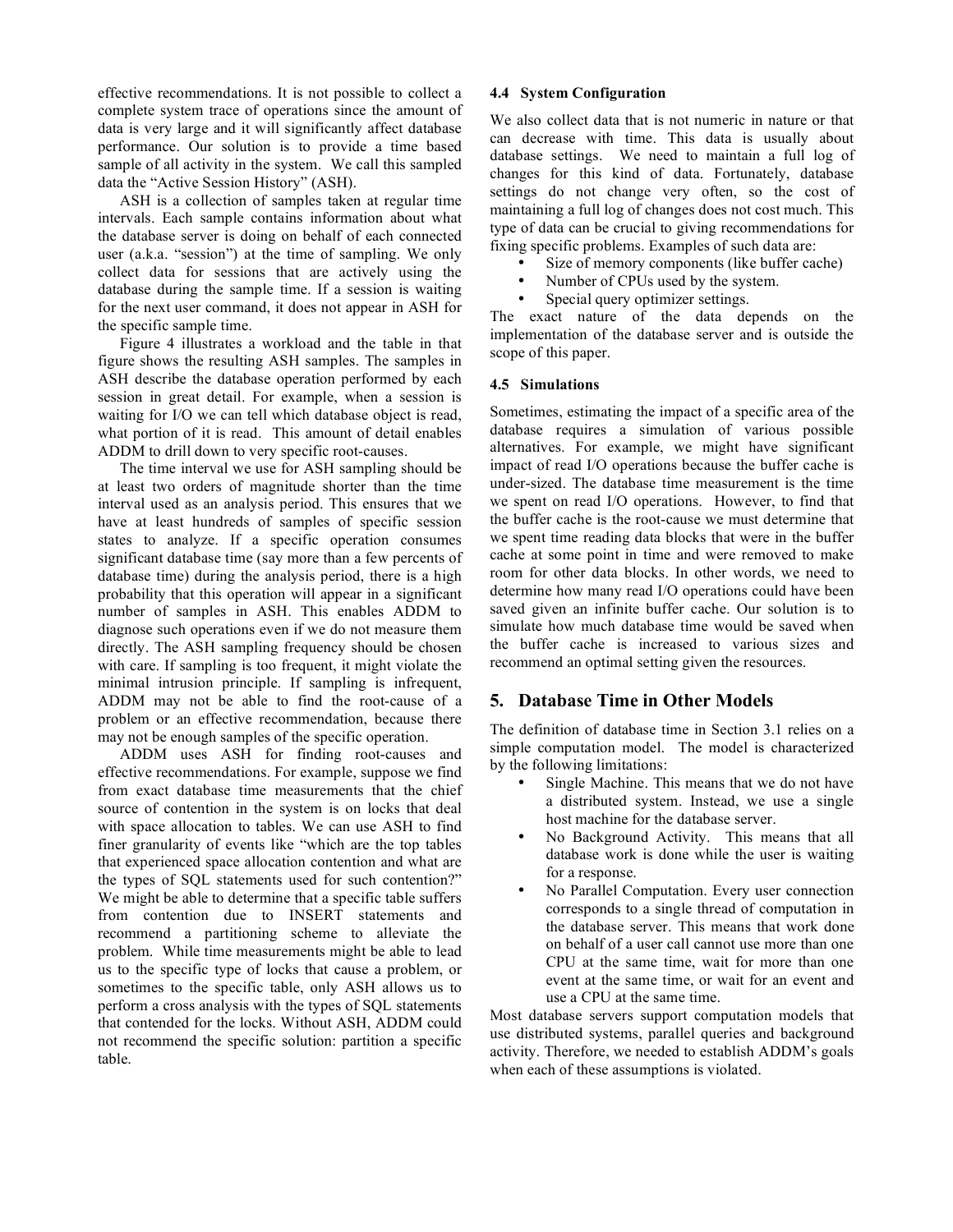effective recommendations. It is not possible to collect a complete system trace of operations since the amount of data is very large and it will significantly affect database performance. Our solution is to provide a time based sample of all activity in the system. We call this sampled data the "Active Session History" (ASH).

ASH is a collection of samples taken at regular time intervals. Each sample contains information about what the database server is doing on behalf of each connected user (a.k.a. "session") at the time of sampling. We only collect data for sessions that are actively using the database during the sample time. If a session is waiting for the next user command, it does not appear in ASH for the specific sample time.

Figure 4 illustrates a workload and the table in that figure shows the resulting ASH samples. The samples in ASH describe the database operation performed by each session in great detail. For example, when a session is waiting for I/O we can tell which database object is read, what portion of it is read. This amount of detail enables ADDM to drill down to very specific root-causes.

The time interval we use for ASH sampling should be at least two orders of magnitude shorter than the time interval used as an analysis period. This ensures that we have at least hundreds of samples of specific session states to analyze. If a specific operation consumes significant database time (say more than a few percents of database time) during the analysis period, there is a high probability that this operation will appear in a significant number of samples in ASH. This enables ADDM to diagnose such operations even if we do not measure them directly. The ASH sampling frequency should be chosen with care. If sampling is too frequent, it might violate the minimal intrusion principle. If sampling is infrequent, ADDM may not be able to find the root-cause of a problem or an effective recommendation, because there may not be enough samples of the specific operation.

ADDM uses ASH for finding root-causes and effective recommendations. For example, suppose we find from exact database time measurements that the chief source of contention in the system is on locks that deal with space allocation to tables. We can use ASH to find finer granularity of events like "which are the top tables that experienced space allocation contention and what are the types of SQL statements used for such contention?" We might be able to determine that a specific table suffers from contention due to INSERT statements and recommend a partitioning scheme to alleviate the problem. While time measurements might be able to lead us to the specific type of locks that cause a problem, or sometimes to the specific table, only ASH allows us to perform a cross analysis with the types of SQL statements that contended for the locks. Without ASH, ADDM could not recommend the specific solution: partition a specific table.

### 4.4 System Configuration

We also collect data that is not numeric in nature or that can decrease with time. This data is usually about database settings. We need to maintain a full log of changes for this kind of data. Fortunately, database settings do not change very often, so the cost of maintaining a full log of changes does not cost much. This type of data can be crucial to giving recommendations for fixing specific problems. Examples of such data are:

- Size of memory components (like buffer cache)
- Number of CPUs used by the system.
- Special query optimizer settings.

The exact nature of the data depends on the implementation of the database server and is outside the scope of this paper.

### 4.5 Simulations

Sometimes, estimating the impact of a specific area of the database requires a simulation of various possible alternatives. For example, we might have significant impact of read I/O operations because the buffer cache is under-sized. The database time measurement is the time we spent on read I/O operations. However, to find that the buffer cache is the root-cause we must determine that we spent time reading data blocks that were in the buffer cache at some point in time and were removed to make room for other data blocks. In other words, we need to determine how many read I/O operations could have been saved given an infinite buffer cache. Our solution is to simulate how much database time would be saved when the buffer cache is increased to various sizes and recommend an optimal setting given the resources.

## 5. Database Time in Other Models

The definition of database time in Section 3.1 relies on a simple computation model. The model is characterized by the following limitations:

- Single Machine. This means that we do not have a distributed system. Instead, we use a single host machine for the database server.
- No Background Activity. This means that all database work is done while the user is waiting for a response.
- No Parallel Computation. Every user connection corresponds to a single thread of computation in the database server. This means that work done on behalf of a user call cannot use more than one CPU at the same time, wait for more than one event at the same time, or wait for an event and use a CPU at the same time.

Most database servers support computation models that use distributed systems, parallel queries and background activity. Therefore, we needed to establish ADDM's goals when each of these assumptions is violated.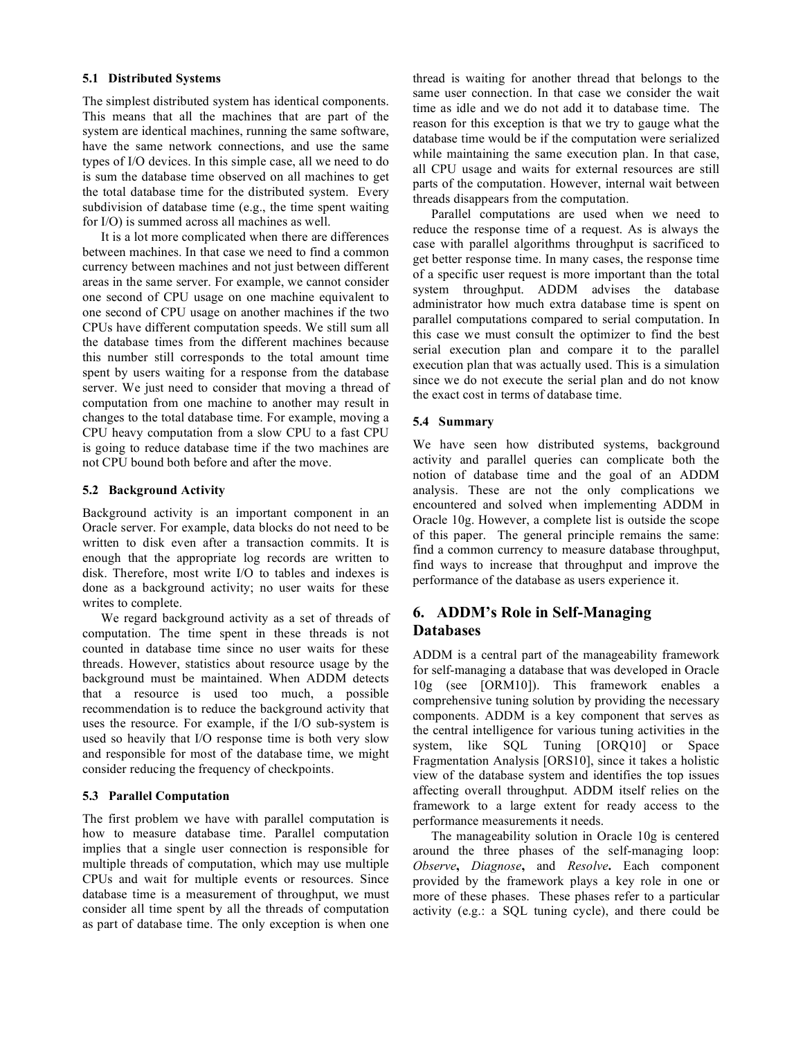### 5.1 Distributed Systems

The simplest distributed system has identical components. This means that all the machines that are part of the system are identical machines, running the same software, have the same network connections, and use the same types of I/O devices. In this simple case, all we need to do is sum the database time observed on all machines to get the total database time for the distributed system. Every subdivision of database time (e.g., the time spent waiting for I/O) is summed across all machines as well.

It is a lot more complicated when there are differences between machines. In that case we need to find a common currency between machines and not just between different areas in the same server. For example, we cannot consider one second of CPU usage on one machine equivalent to one second of CPU usage on another machines if the two CPUs have different computation speeds. We still sum all the database times from the different machines because this number still corresponds to the total amount time spent by users waiting for a response from the database server. We just need to consider that moving a thread of computation from one machine to another may result in changes to the total database time. For example, moving a CPU heavy computation from a slow CPU to a fast CPU is going to reduce database time if the two machines are not CPU bound both before and after the move.

### 5.2 Background Activity

Background activity is an important component in an Oracle server. For example, data blocks do not need to be written to disk even after a transaction commits. It is enough that the appropriate log records are written to disk. Therefore, most write I/O to tables and indexes is done as a background activity; no user waits for these writes to complete.

We regard background activity as a set of threads of computation. The time spent in these threads is not counted in database time since no user waits for these threads. However, statistics about resource usage by the background must be maintained. When ADDM detects that a resource is used too much, a possible recommendation is to reduce the background activity that uses the resource. For example, if the I/O sub-system is used so heavily that I/O response time is both very slow and responsible for most of the database time, we might consider reducing the frequency of checkpoints.

### 5.3 Parallel Computation

The first problem we have with parallel computation is how to measure database time. Parallel computation implies that a single user connection is responsible for multiple threads of computation, which may use multiple CPUs and wait for multiple events or resources. Since database time is a measurement of throughput, we must consider all time spent by all the threads of computation as part of database time. The only exception is when one thread is waiting for another thread that belongs to the same user connection. In that case we consider the wait time as idle and we do not add it to database time. The reason for this exception is that we try to gauge what the database time would be if the computation were serialized while maintaining the same execution plan. In that case, all CPU usage and waits for external resources are still parts of the computation. However, internal wait between threads disappears from the computation.

Parallel computations are used when we need to reduce the response time of a request. As is always the case with parallel algorithms throughput is sacrificed to get better response time. In many cases, the response time of a specific user request is more important than the total system throughput. ADDM advises the database administrator how much extra database time is spent on parallel computations compared to serial computation. In this case we must consult the optimizer to find the best serial execution plan and compare it to the parallel execution plan that was actually used. This is a simulation since we do not execute the serial plan and do not know the exact cost in terms of database time.

### 5.4 Summary

We have seen how distributed systems, background activity and parallel queries can complicate both the notion of database time and the goal of an ADDM analysis. These are not the only complications we encountered and solved when implementing ADDM in Oracle 10g. However, a complete list is outside the scope of this paper. The general principle remains the same: find a common currency to measure database throughput, find ways to increase that throughput and improve the performance of the database as users experience it.

## 6. ADDM's Role in Self-Managing Databases

ADDM is a central part of the manageability framework for self-managing a database that was developed in Oracle 10g (see [ORM10]). This framework enables a comprehensive tuning solution by providing the necessary components. ADDM is a key component that serves as the central intelligence for various tuning activities in the system, like SQL Tuning [ORQ10] or Space Fragmentation Analysis [ORS10], since it takes a holistic view of the database system and identifies the top issues affecting overall throughput. ADDM itself relies on the framework to a large extent for ready access to the performance measurements it needs.

The manageability solution in Oracle 10g is centered around the three phases of the self-managing loop: *Observe*, *Diagnose*, and *Resolve*. Each component provided by the framework plays a key role in one or more of these phases. These phases refer to a particular activity (e.g.: a SQL tuning cycle), and there could be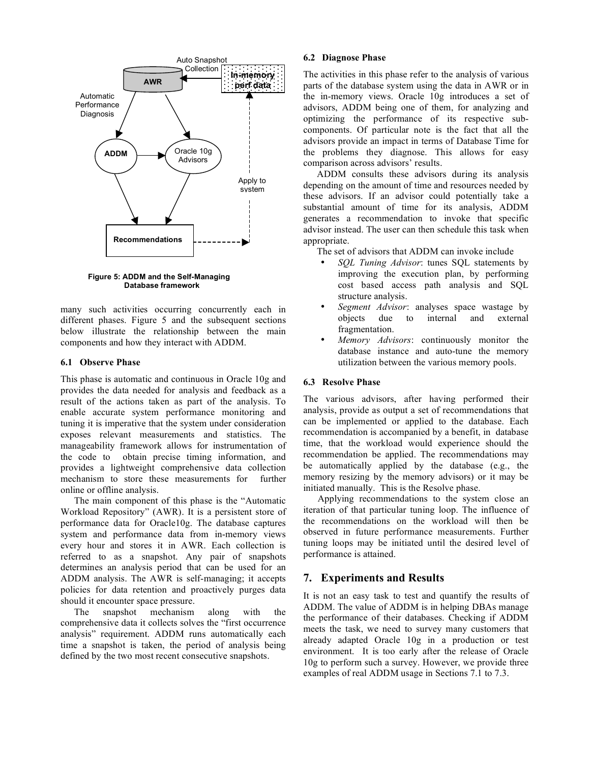Figure 5: ADDM and the Self-Managing Database framework

many such activities occurring concurrently each in different phases. Figure 5 and the subsequent sections below illustrate the relationship between the main components and how they interact with ADDM.

### 6.1 Observe Phase

This phase is automatic and continuous in Oracle 10g and provides the data needed for analysis and feedback as a result of the actions taken as part of the analysis. To enable accurate system performance monitoring and tuning it is imperative that the system under consideration exposes relevant measurements and statistics. The manageability framework allows for instrumentation of the code to obtain precise timing information, and provides a lightweight comprehensive data collection mechanism to store these measurements for further online or offline analysis.

The main component of this phase is the "Automatic Workload Repository" (AWR). It is a persistent store of performance data for Oracle10g. The database captures system and performance data from in-memory views every hour and stores it in AWR. Each collection is referred to as a snapshot. Any pair of snapshots determines an analysis period that can be used for an ADDM analysis. The AWR is self-managing; it accepts policies for data retention and proactively purges data should it encounter space pressure.

The snapshot mechanism along with the comprehensive data it collects solves the "first occurrence analysis" requirement. ADDM runs automatically each time a snapshot is taken, the period of analysis being defined by the two most recent consecutive snapshots.

### 6.2 Diagnose Phase

The activities in this phase refer to the analysis of various parts of the database system using the data in AWR or in the in-memory views. Oracle 10g introduces a set of advisors, ADDM being one of them, for analyzing and optimizing the performance of its respective sub-components. Of particular note is the fact that all the advisors provide an impact in terms of Database Time for the problems they diagnose. This allows for easy comparison across advisors' results.

ADDM consults these advisors during its analysis depending on the amount of time and resources needed by these advisors. If an advisor could potentially take a substantial amount of time for its analysis, ADDM generates a recommendation to invoke that specific advisor instead. The user can then schedule this task when appropriate.

The set of advisors that ADDM can invoke include

- *SQL Tuning Advisor*: tunes SQL statements by improving the execution plan, by performing cost based access path analysis and SQL structure analysis.
- *Segment Advisor*: analyses space wastage by objects due to internal and external fragmentation.
- *Memory Advisors*: continuously monitor the database instance and auto-tune the memory utilization between the various memory pools.

### 6.3 Resolve Phase

The various advisors, after having performed their analysis, provide as output a set of recommendations that can be implemented or applied to the database. Each recommendation is accompanied by a benefit, in database time, that the workload would experience should the recommendation be applied. The recommendations may be automatically applied by the database (e.g., the memory resizing by the memory advisors) or it may be initiated manually. This is the Resolve phase.

Applying recommendations to the system close an iteration of that particular tuning loop. The influence of the recommendations on the workload will then be observed in future performance measurements. Further tuning loops may be initiated until the desired level of performance is attained.

## 7. Experiments and Results

It is not an easy task to test and quantify the results of ADDM. The value of ADDM is in helping DBAs manage the performance of their databases. Checking if ADDM meets the task, we need to survey many customers that already adapted Oracle 10g in a production or test environment. It is too early after the release of Oracle 10g to perform such a survey. However, we provide three examples of real ADDM usage in Sections 7.1 to 7.3.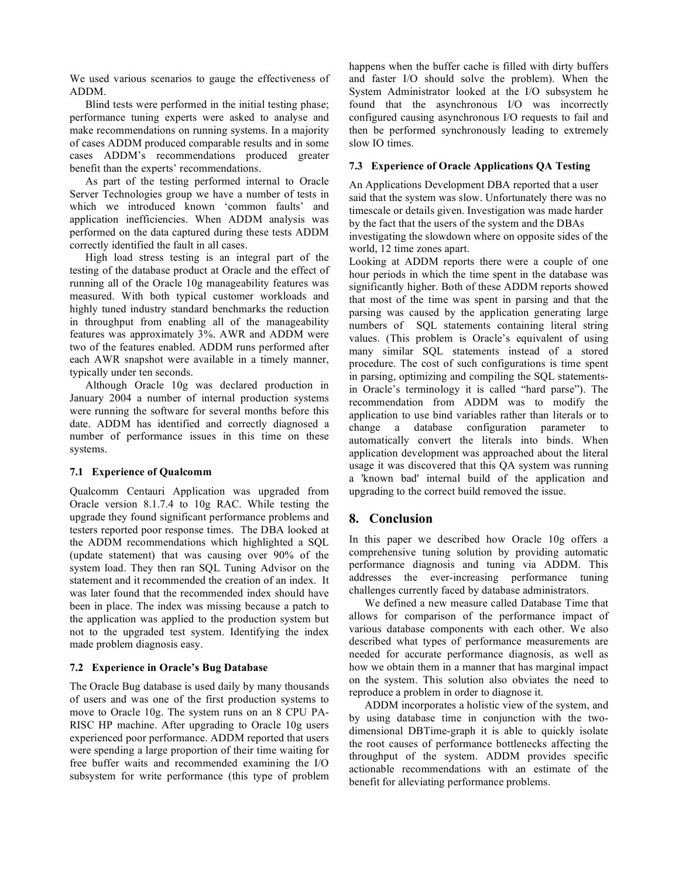We used various scenarios to gauge the effectiveness of ADDM.

Blind tests were performed in the initial testing phase; performance tuning experts were asked to analyse and make recommendations on running systems. In a majority of cases ADDM produced comparable results and in some cases ADDM's recommendations produced greater benefit than the experts' recommendations.

As part of the testing performed internal to Oracle Server Technologies group we have a number of tests in which we introduced known 'common faults' and application inefficiencies. When ADDM analysis was performed on the data captured during these tests ADDM correctly identified the fault in all cases.

High load stress testing is an integral part of the testing of the database product at Oracle and the effect of running all of the Oracle 10g manageability features was measured. With both typical customer workloads and highly tuned industry standard benchmarks the reduction in throughput from enabling all of the manageability features was approximately 3%. AWR and ADDM were two of the features enabled. ADDM runs performed after each AWR snapshot were available in a timely manner, typically under ten seconds.

Although Oracle 10g was declared production in January 2004 a number of internal production systems were running the software for several months before this date. ADDM has identified and correctly diagnosed a number of performance issues in this time on these systems.

### 7.1 Experience of Qualcomm

Qualcomm Centauri Application was upgraded from Oracle version 8.1.7.4 to 10g RAC. While testing the upgrade they found significant performance problems and testers reported poor response times. The DBA looked at the ADDM recommendations which highlighted a SQL (update statement) that was causing over 90% of the system load. They then ran SQL Tuning Advisor on the statement and it recommended the creation of an index. It was later found that the recommended index should have been in place. The index was missing because a patch to the application was applied to the production system but not to the upgraded test system. Identifying the index made problem diagnosis easy.

### 7.2 Experience in Oracle's Bug Database

The Oracle Bug database is used daily by many thousands of users and was one of the first production systems to move to Oracle 10g. The system runs on an 8 CPU PA-RISC HP machine. After upgrading to Oracle 10g users experienced poor performance. ADDM reported that users were spending a large proportion of their time waiting for free buffer waits and recommended examining the I/O subsystem for write performance (this type of problem happens when the buffer cache is filled with dirty buffers and faster I/O should solve the problem). When the System Administrator looked at the I/O subsystem he found that the asynchronous I/O was incorrectly configured causing asynchronous I/O requests to fail and then be performed synchronously leading to extremely slow IO times.

### 7.3 Experience of Oracle Applications QA Testing

An Applications Development DBA reported that a user said that the system was slow. Unfortunately there was no timescale or details given. Investigation was made harder by the fact that the users of the system and the DBAs investigating the slowdown where on opposite sides of the world, 12 time zones apart.

Looking at ADDM reports there were a couple of one hour periods in which the time spent in the database was significantly higher. Both of these ADDM reports showed that most of the time was spent in parsing and that the parsing was caused by the application generating large numbers of SQL statements containing literal string values. (This problem is Oracle's equivalent of using many similar SQL statements instead of a stored procedure. The cost of such configurations is time spent in parsing, optimizing and compiling the SQL statements-in Oracle's terminology it is called "hard parse"). The recommendation from ADDM was to modify the application to use bind variables rather than literals or to change a database configuration parameter to automatically convert the literals into binds. When application development was approached about the literal usage it was discovered that this QA system was running a 'known bad' internal build of the application and upgrading to the correct build removed the issue.

## 8. Conclusion

In this paper we described how Oracle 10g offers a comprehensive tuning solution by providing automatic performance diagnosis and tuning via ADDM. This addresses the ever-increasing performance tuning challenges currently faced by database administrators.

We defined a new measure called Database Time that allows for comparison of the performance impact of various database components with each other. We also described what types of performance measurements are needed for accurate performance diagnosis, as well as how we obtain them in a manner that has marginal impact on the system. This solution also obviates the need to reproduce a problem in order to diagnose it.

ADDM incorporates a holistic view of the system, and by using database time in conjunction with the two-dimensional DBTime-graph it is able to quickly isolate the root causes of performance bottlenecks affecting the throughput of the system. ADDM provides specific actionable recommendations with an estimate of the benefit for alleviating performance problems.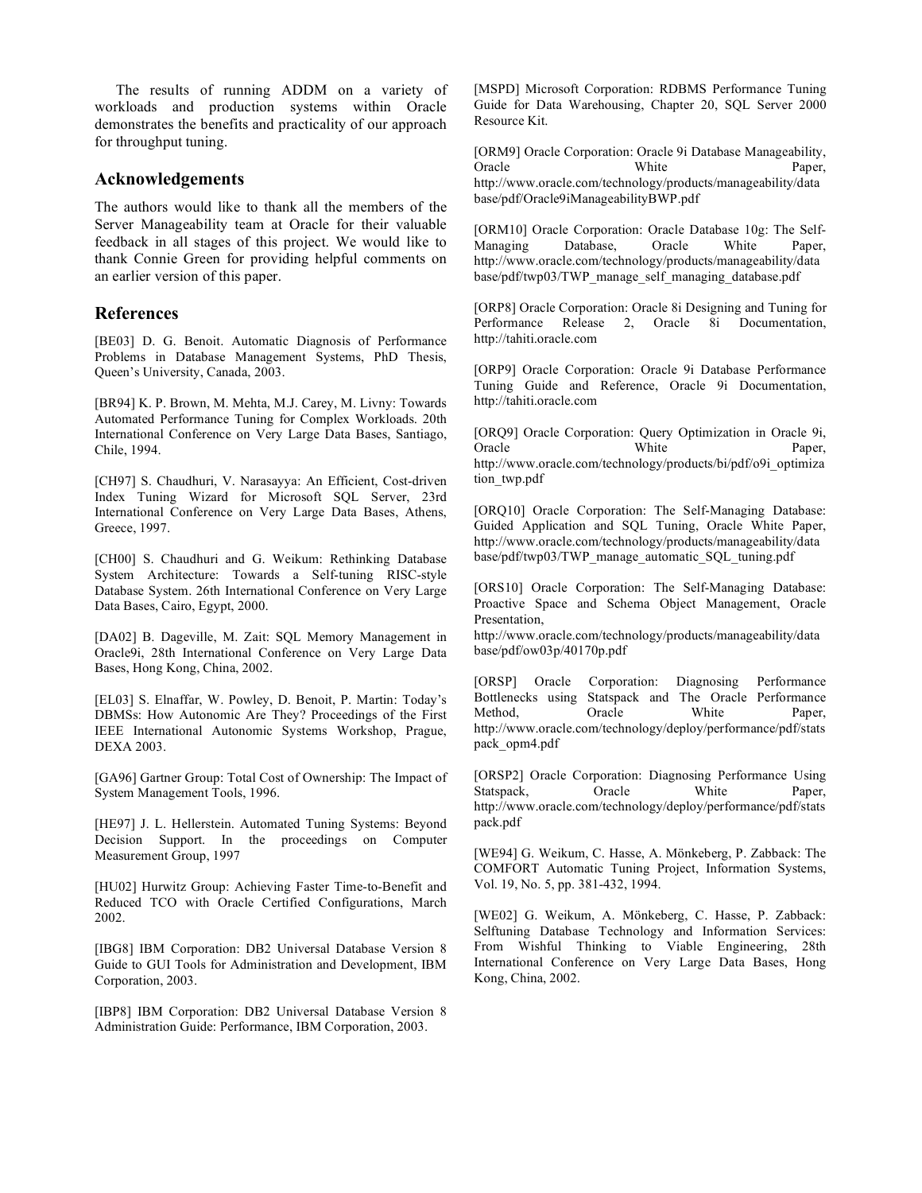The results of running ADDM on a variety of workloads and production systems within Oracle demonstrates the benefits and practicality of our approach for throughput tuning.

## Acknowledgements

The authors would like to thank all the members of the Server Manageability team at Oracle for their valuable feedback in all stages of this project. We would like to thank Connie Green for providing helpful comments on an earlier version of this paper.

## References

[BE03] D. G. Benoit. Automatic Diagnosis of Performance Problems in Database Management Systems, PhD Thesis, Queen's University, Canada, 2003.

[BR94] K. P. Brown, M. Mehta, M.J. Carey, M. Livny: Towards Automated Performance Tuning for Complex Workloads. 20th International Conference on Very Large Data Bases, Santiago, Chile, 1994.

[CH97] S. Chaudhuri, V. Narasayya: An Efficient, Cost-driven Index Tuning Wizard for Microsoft SQL Server, 23rd International Conference on Very Large Data Bases, Athens, Greece, 1997.

[CH00] S. Chaudhuri and G. Weikum: Rethinking Database System Architecture: Towards a Self-tuning RISC-style Database System. 26th International Conference on Very Large Data Bases, Cairo, Egypt, 2000.

[DA02] B. Dageville, M. Zait: SQL Memory Management in Oracle9i, 28th International Conference on Very Large Data Bases, Hong Kong, China, 2002.

[EL03] S. Elnaffar, W. Powley, D. Benoit, P. Martin: Today's DBMSs: How Autonomic Are They? Proceedings of the First IEEE International Autonomic Systems Workshop, Prague, DEXA 2003.

[GA96] Gartner Group: Total Cost of Ownership: The Impact of System Management Tools, 1996.

[HE97] J. L. Hellerstein. Automated Tuning Systems: Beyond Decision Support. In the proceedings on Computer Measurement Group, 1997

[HU02] Hurwitz Group: Achieving Faster Time-to-Benefit and Reduced TCO with Oracle Certified Configurations, March 2002.

[IBG8] IBM Corporation: DB2 Universal Database Version 8 Guide to GUI Tools for Administration and Development, IBM Corporation, 2003.

[IBP8] IBM Corporation: DB2 Universal Database Version 8 Administration Guide: Performance, IBM Corporation, 2003.

[MSPD] Microsoft Corporation: RDBMS Performance Tuning Guide for Data Warehousing, Chapter 20, SQL Server 2000 Resource Kit.

[ORM9] Oracle Corporation: Oracle 9i Database Manageability, Oracle White Paper, http://www.oracle.com/technology/products/manageability/database/pdf/Oracle9iManageabilityBWP.pdf

[ORM10] Oracle Corporation: Oracle Database 10g: The Self-Managing Database, Oracle White Paper, http://www.oracle.com/technology/products/manageability/database/pdf/twp03/TWP_manage_self_managing_database.pdf

[ORP8] Oracle Corporation: Oracle 8i Designing and Tuning for Performance Release 2, Oracle 8i Documentation, http://tahiti.oracle.com

[ORP9] Oracle Corporation: Oracle 9i Database Performance Tuning Guide and Reference, Oracle 9i Documentation, http://tahiti.oracle.com

[ORQ9] Oracle Corporation: Query Optimization in Oracle 9i, Oracle White Paper, http://www.oracle.com/technology/products/bi/pdf/o9i_optimization_twp.pdf

[ORQ10] Oracle Corporation: The Self-Managing Database: Guided Application and SQL Tuning, Oracle White Paper, http://www.oracle.com/technology/products/manageability/database/pdf/twp03/TWP_manage_automatic_SQL_tuning.pdf

[ORS10] Oracle Corporation: The Self-Managing Database: Proactive Space and Schema Object Management, Oracle Presentation, http://www.oracle.com/technology/products/manageability/database/pdf/ow03p/40170p.pdf

[ORSP] Oracle Corporation: Diagnosing Performance Bottlenecks using Statspack and The Oracle Performance Method, Oracle White Paper, http://www.oracle.com/technology/deploy/performance/pdf/statspack_opm4.pdf

[ORSP2] Oracle Corporation: Diagnosing Performance Using Statspack, Oracle White Paper, http://www.oracle.com/technology/deploy/performance/pdf/statspack.pdf

[WE94] G. Weikum, C. Hasse, A. Mönkeberg, P. Zabback: The COMFORT Automatic Tuning Project, Information Systems, Vol. 19, No. 5, pp. 381-432, 1994.

[WE02] G. Weikum, A. Mönkeberg, C. Hasse, P. Zabback: Selftuning Database Technology and Information Services: From Wishful Thinking to Viable Engineering, 28th International Conference on Very Large Data Bases, Hong Kong, China, 2002.